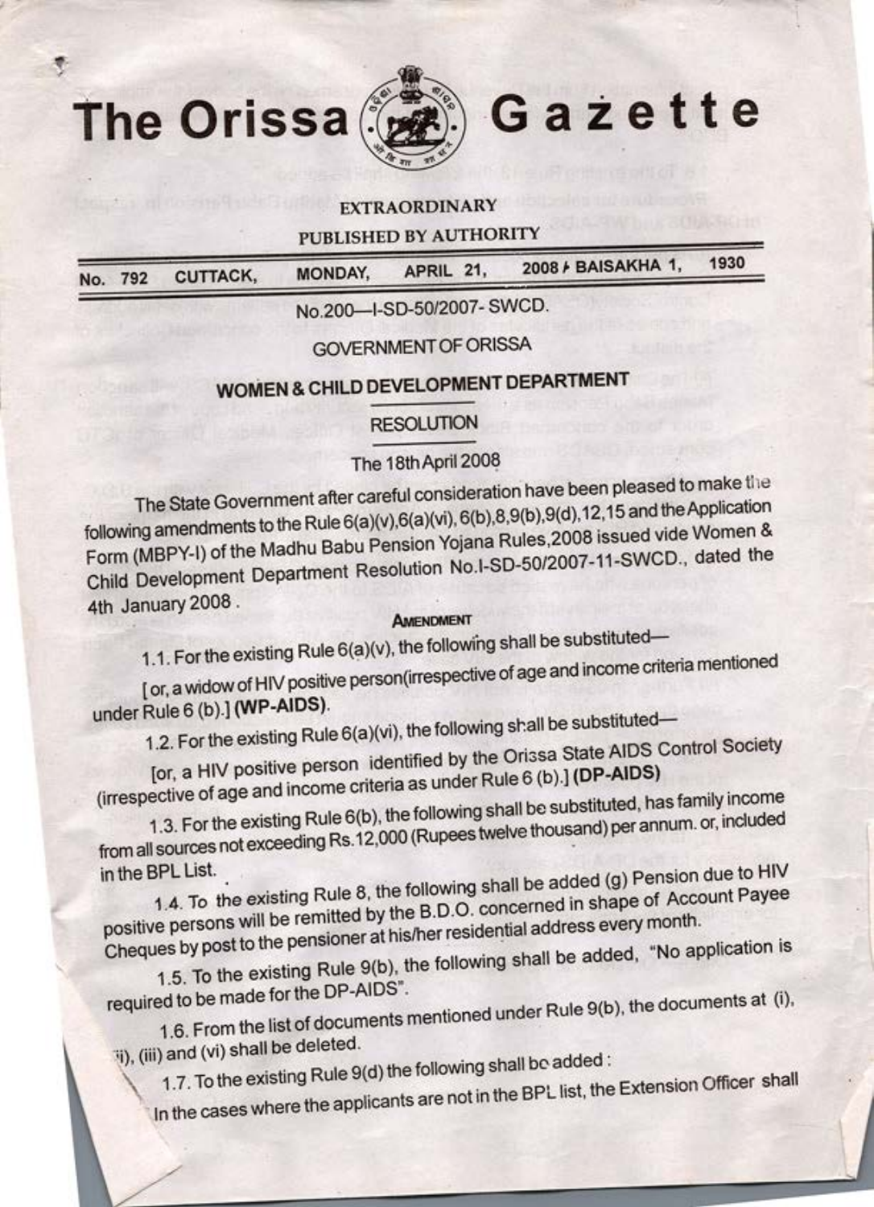# The Orissa Gazette

**EXTRAORDINARY**

**PUBLISHED BY AUTHORITY**

| No. 792 | CUTTACK, | MONDAY, | APRIL 21, | 2008 / BAISAKHA 1, | 1930 |
|---|---|---|---|---|---|

No.200—I-SD-50/2007- SWCD.

GOVERNMENT OF ORISSA

## WOMEN & CHILD DEVELOPMENT DEPARTMENT

### RESOLUTION

The 18th April 2008

The State Government after careful consideration have been pleased to make the following amendments to the Rule 6(a)(v), 6(a)(vi), 6(b), 8, 9(b), 9(d), 12, 15 and the Application Form (MBPY-I) of the Madhu Babu Pension Yojana Rules, 2008 issued vide Women & Child Development Department Resolution No.I-SD-50/2007-11-SWCD., dated the 4th January 2008 .

**AMENDMENT**

1.1. For the existing Rule 6(a)(v), the following shall be substituted—

[ or, a widow of HIV positive person(irrespective of age and income criteria mentioned under Rule 6 (b).] **(WP-AIDS)**.

1.2. For the existing Rule 6(a)(vi), the following shall be substituted—

[or, a HIV positive person identified by the Orissa State AIDS Control Society (irrespective of age and income criteria as under Rule 6 (b).] **(DP-AIDS)**

1.3. For the existing Rule 6(b), the following shall be substituted, has family income from all sources not exceeding Rs.12,000 (Rupees twelve thousand) per annum. or, included in the BPL List.

1.4. To the existing Rule 8, the following shall be added (g) Pension due to HIV positive persons will be remitted by the B.D.O. concerned in shape of Account Payee Cheques by post to the pensioner at his/her residential address every month.

1.5. To the existing Rule 9(b), the following shall be added, "No application is required to be made for the DP-AIDS".

1.6. From the list of documents mentioned under Rule 9(b), the documents at (i), (ii), (iii) and (vi) shall be deleted.

1.7. To the existing Rule 9(d) the following shall be added :

In the cases where the applicants are not in the BPL list, the Extension Officer shall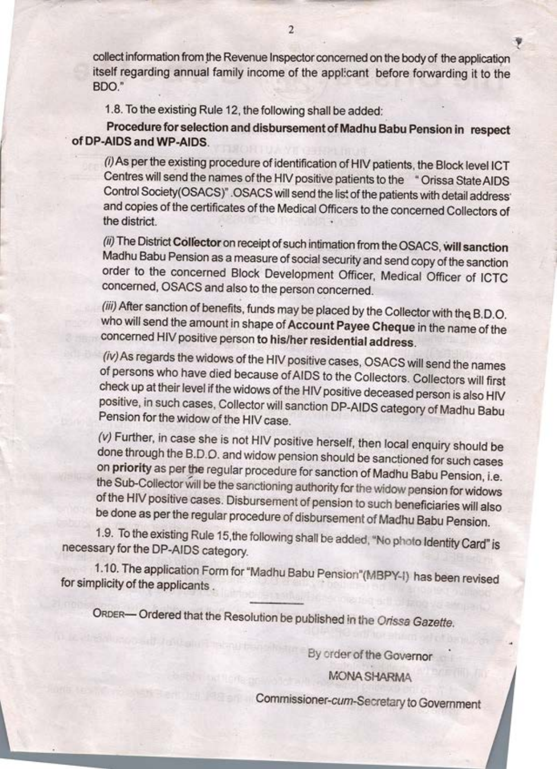collect information from the Revenue Inspector concerned on the body of the application itself regarding annual family income of the applicant before forwarding it to the BDO."

1.8. To the existing Rule 12, the following shall be added:

**Procedure for selection and disbursement of Madhu Babu Pension in respect of DP-AIDS and WP-AIDS.**

*(i)* As per the existing procedure of identification of HIV patients, the Block level ICT Centres will send the names of the HIV positive patients to the "Orissa State AIDS Control Society(OSACS)". OSACS will send the list of the patients with detail address and copies of the certificates of the Medical Officers to the concerned Collectors of the district.

*(ii)* The District **Collector** on receipt of such intimation from the OSACS, **will sanction** Madhu Babu Pension as a measure of social security and send copy of the sanction order to the concerned Block Development Officer, Medical Officer of ICTC concerned, OSACS and also to the person concerned.

*(iii)* After sanction of benefits, funds may be placed by the Collector with the B.D.O. who will send the amount in shape of **Account Payee Cheque** in the name of the concerned HIV positive person **to his/her residential address.**

*(iv)* As regards the widows of the HIV positive cases, OSACS will send the names of persons who have died because of AIDS to the Collectors. Collectors will first check up at their level if the widows of the HIV positive deceased person is also HIV positive, in such cases, Collector will sanction DP-AIDS category of Madhu Babu Pension for the widow of the HIV case.

*(v)* Further, in case she is not HIV positive herself, then local enquiry should be done through the B.D.O. and widow pension should be sanctioned for such cases on **priority** as per the regular procedure for sanction of Madhu Babu Pension, i.e. the Sub-Collector will be the sanctioning authority for the widow pension for widows of the HIV positive cases. Disbursement of pension to such beneficiaries will also be done as per the regular procedure of disbursement of Madhu Babu Pension.

1.9. To the existing Rule 15, the following shall be added, "No photo Identity Card" is necessary for the DP-AIDS category.

1.10. The application Form for "Madhu Babu Pension"(MBPY-I) has been revised for simplicity of the applicants.

ORDER— Ordered that the Resolution be published in the *Orissa Gazette*.

By order of the Governor

MONA SHARMA

Commissioner-*cum*-Secretary to Government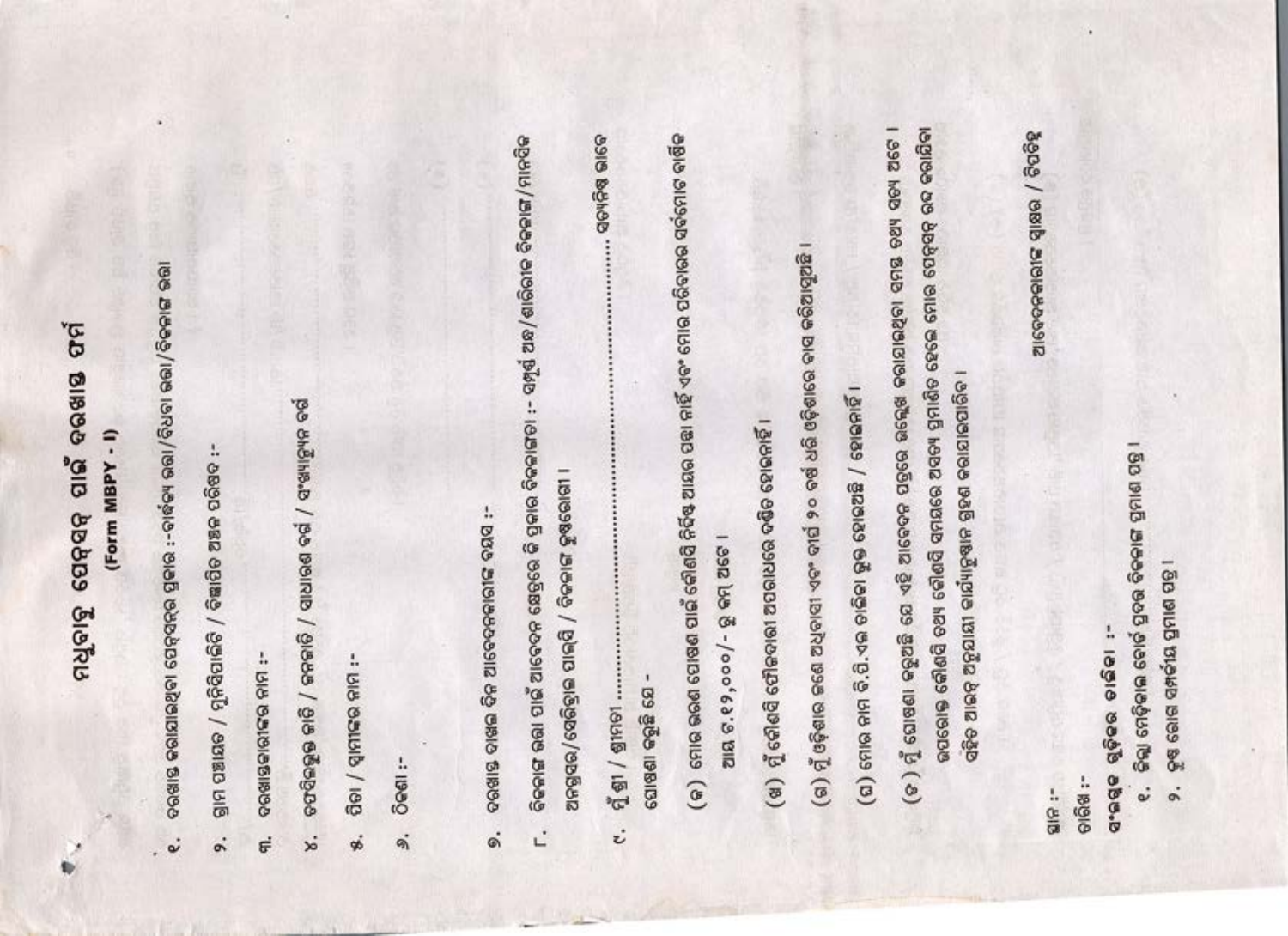# ମଧୁବାବୁ ପେନସନ୍ ପାଇଁ ଦରଖାସ୍ତ ଫର୍ମ

**(Form MBPY - I)**

୧. ଦରଖାସ୍ତ କରାଯାଉଥିବା ପେନସନ୍‌ର ପ୍ରକାର :-ବାର୍ଦ୍ଧକ୍ୟ ଭତ୍ତା/ବିଧବା ଭତ୍ତା/ବିକଳାଙ୍ଗ ଭତ୍ତା

୨. ଗ୍ରାମ ପଞ୍ଚାୟତ / ମ୍ୟୁନିସିପାଲିଟି / ବିଜ୍ଞାପିତ ଅଞ୍ଚଳ ପରିଷଦ :

୩. ଦରଖାସ୍ତକାରୀଙ୍କର ନାମ :-

୪. ଅନୁସୂଚିତ ଜାତି / ଜନଜାତି / ସାଧାରଣ ବର୍ଗ / ସଂଖ୍ୟାଲଘୁ ବର୍ଗ

୫. ପିତା / ସ୍ୱାମୀଙ୍କର ନାମ :-

୬. ଠିକଣା :-

୭. ଦରଖାସ୍ତ ଦାଖଲ ଦିନ ଆବେଦନକାରୀଙ୍କ ବୟସ :-

୮. ବିକଳାଙ୍ଗ ଭତ୍ତା ପାଇଁ ଆବେଦନ କ୍ଷେତ୍ରରେ କି ପ୍ରକାର ବିକଳାଙ୍ଗତା :- ସମ୍ପୂର୍ଣ୍ଣ ଅନ୍ଧ/ଶାରୀରିକ ବିକଳାଙ୍ଗ/ମାନସିକ ଅନଗ୍ରସର/ସେରିବ୍ରାଲ ପାଲ୍‌ସି / ବିକଳାଙ୍ଗ କୁଷ୍ଠରୋଗୀ ।

୯. ମୁଁ ଶ୍ରୀ / ଶ୍ରୀମତୀ .................................................. ଶପଥପୂର୍ବକ ଘୋଷଣା କରୁଛି ଯେ -

(କ) ମୋର ଭରଣ ପୋଷଣ ପାଇଁ କୌଣସି ନିର୍ଦ୍ଦିଷ୍ଟ ଆୟର ପନ୍ଥା ନାହିଁ ଏବଂ ମୋର ପରିବାରର ସର୍ବମୋଟ ବାର୍ଷିକ ଆୟ ଟ.୨୪,୦୦୦/- ରୁ କମ୍ ଅଟେ ।

(ଖ) ମୁଁ କୌଣସି ପୌରବୋର୍ଡ ଅପରାଧରେ ଦଣ୍ଡିତ ହୋଇନାହିଁ ।

(ଗ) ମୁଁ ଓଡ଼ିଶାର ଜଣେ ଅଧିବାସୀ ଏବଂ ଗତ ୧୦ ବର୍ଷ ଧରି ଓଡ଼ିଶାରେ ବାସ କରିଆସୁଛି ।

(ଘ) ମୋର ନାମ ବି.ପି.ଏଲ ତାଲିକା ଭୁକ୍ତ ହୋଇଅଛି / ହୋଇନାହିଁ ।

(ଙ) ମୁଁ ଘୋଷଣା କରୁଛି ଯେ ଏହି ଆବେଦନ ପତ୍ରରେ ଉଲ୍ଲେଖ କରାଯାଇଥିବା ସମସ୍ତ ତଥ୍ୟ ସତ୍ୟ ଅଟେ । ଉପରୋକ୍ତ କୌଣସି ତଥ୍ୟ କୌଣସି ସମୟରେ ଅସତ୍ୟ ପ୍ରମାଣିତ ହେଲେ ମୋର ପେନସନ୍ ରଦ୍ଦ କରାଯିବା ସହିତ ଆଇନ୍ ଅନୁଯାୟୀ କାର୍ଯ୍ୟାନୁଷ୍ଠାନ ଗ୍ରହଣ କରାଯାଇପାରିବ ।

ଆବେଦନକାରୀଙ୍କ ସ୍ୱାକ୍ଷର / ଟିପଚିହ୍ନ

ସ୍ଥାନ :-

ତାରିଖ :-

**ସଂଲଗ୍ନକ ସୂଚିତ ତାଲିକା :-**

୧. ଜିଲ୍ଲା ମେଡ଼ିକାଲ ବୋର୍ଡ ପ୍ରଦତ୍ତ ବିକଳାଙ୍ଗ ପ୍ରମାଣ ପତ୍ର ।

୨. ମୃତ୍ୟୁ ହୋଇଥିବା ସ୍ୱାମୀଙ୍କ ମୃତ୍ୟୁ ପ୍ରମାଣ ପତ୍ର ।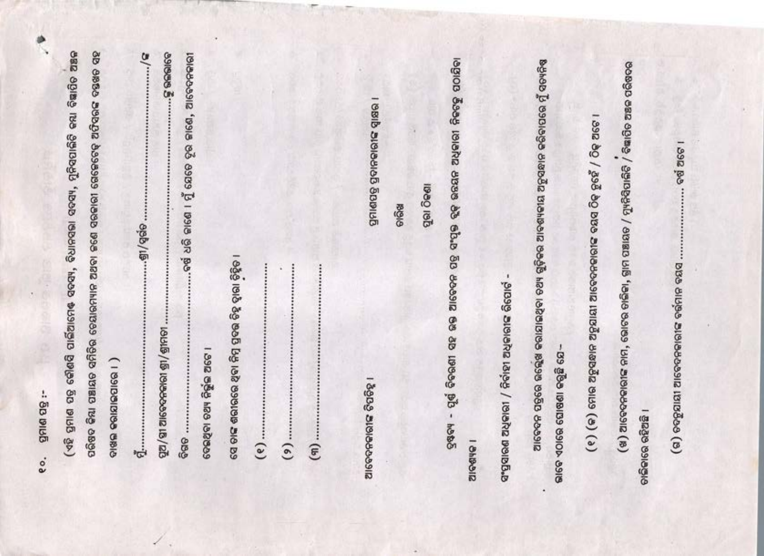୧୦. ପ୍ରମାଣ ପତ୍ର :-

(ଏହି ପ୍ରମାଣ ପତ୍ର କୌଣସି ପାର୍ଲିଆମେଣ୍ଟ ସଦସ୍ୟ, ବିଧାନସଭା ସଦସ୍ୟ, ମ୍ୟୁନିସିପାଲିଟି କିମ୍ବା ବିଜ୍ଞାପିତ ଅଞ୍ଚଳ ପରିଷଦ କିମ୍ବା ପଞ୍ଚାୟତ ସମିତିର ଚେୟାରମ୍ୟାନ ଅଥବା ଜଣେ ସରକାରୀ ଗେଜେଟେଡ୍ ଅଫିସରଙ୍କ ଦସ୍ତଖତ ସହ ଦାଖଲ କରାଯାଇପାରେ ।)

ମୁଁ ........................................ଶ୍ରୀ/ଶ୍ରୀମତୀ ........................................./ଙ୍କ

ପୁଅ/ଝିଅ/ଆବେଦନକାରୀ ଶ୍ରୀ/ଶ୍ରୀମତୀ ........................................................ଙ୍କୁ ଜାଣେ ।

ବିଗତ ........................................ବର୍ଷ ଧରି ଜାଣେ । ମୁଁ ଯେତେ ଦୂର ଜାଣେ, ଆବେଦନକାରୀ ଦେଉଥିବା ତଥ୍ୟ ନିର୍ଭୁଲ ଅଟେ ।

ସେ ତାଙ୍କ ଗାଁରେ ଥିବା ତିନି ପ୍ରମୁଖ ବ୍ୟକ୍ତି ଦ୍ୱାରା ଚିହ୍ନିତ ।

(୧) ..........................................

(୨) ..........................................

(୩) ..........................................

ଆବେଦନକାରୀଙ୍କ ଦସ୍ତଖତ ।

ପ୍ରମାଣପତ୍ର ପ୍ରଦାନକାରୀଙ୍କ ସ୍ୱାକ୍ଷର ।

ତାରିଖ

ପୁରା ଠିକଣା

ଦ୍ରଷ୍ଟବ୍ୟ - ପୂର୍ଣ୍ଣ ବିବରଣୀ ସହ ଭଲ ଆବେଦନ ପତ୍ର ସଂପୃକ୍ତ ବ୍ଲକ ଉନ୍ନୟନ ଅଧିକାରୀ ଙ୍କ ନିକଟକୁ ପଠାଯିବା ଆବଶ୍ୟକ ।

ସଂପୃକ୍ତ ଅଧିକାରୀ / ନିର୍ବାହୀ ଅଧିକାରୀଙ୍କ ରିପୋର୍ଟ -

ଆବେଦନ ପତ୍ରରେ ଉଲ୍ଲେଖ କରାଯାଇଥିବା ତଥ୍ୟ ଗୁଡ଼ିକର ଯାଞ୍ଚ/ଆବଶ୍ୟକୀୟ ଅନୁସନ୍ଧାନ କରିବାପରେ ମୁଁ ସନ୍ତୁଷ୍ଟ ଭାବେ ଏତଦ୍ୱାରା ଘୋଷଣା କରୁଛି ଯେ -

(୧) (କ) ମୋର ଅନୁସନ୍ଧାନ ଅନୁଯାୟୀ ଆବେଦନକାରୀଙ୍କ ବୟସ ଠିକ୍ ନୁହେଁ / ଠିକ୍ ଅଟେ ।

(ଖ) ଆବେଦନକାରୀଙ୍କ ନାମ, ଭୋଟର ତାଲିକା, ଗ୍ରାମ ପଞ୍ଚାୟତ / ମ୍ୟୁନିସିପାଲିଟି / ବିଜ୍ଞାପିତ ଅଞ୍ଚଳ ପରିଷଦର ତାଲିକାରେ ରହିଅଛି ।

(ଗ) ସେହିଅନୁଯାୟୀ ଆବେଦନକାରୀଙ୍କ ବର୍ତ୍ତମାନ ବୟସ ........................ ବର୍ଷ ଅଟେ ।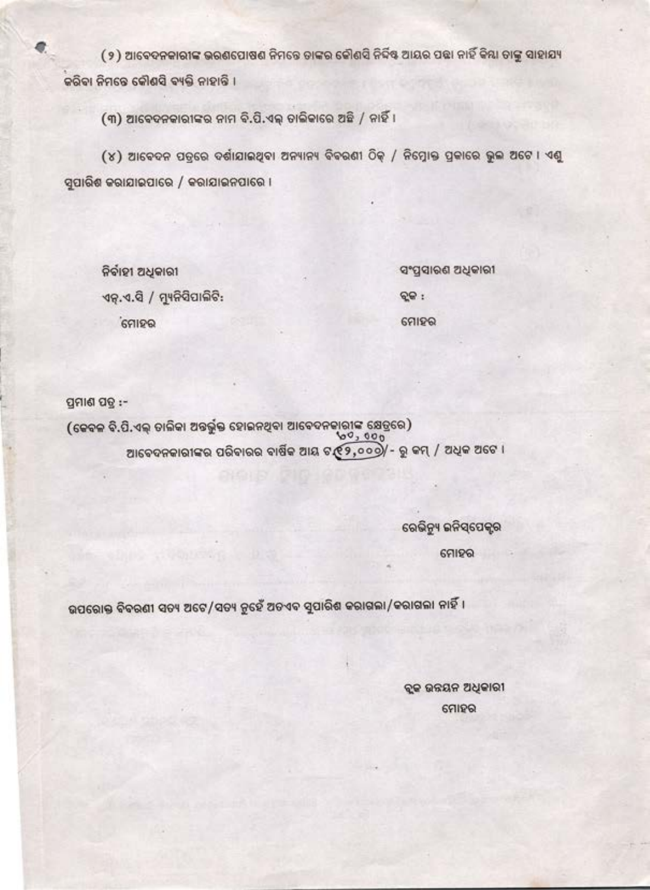(୨) ଆବେଦନକାରୀଙ୍କ ଭରଣପୋଷଣ ନିମନ୍ତେ ତାଙ୍କର କୌଣସି ନିର୍ଦ୍ଦିଷ୍ଟ ଆୟର ପନ୍ଥା ନାହିଁ କିମ୍ବା ତାଙ୍କୁ ସାହାଯ୍ୟ କରିବା ନିମନ୍ତେ କୌଣସି ବ୍ୟକ୍ତି ନାହାନ୍ତି ।

(୩) ଆବେଦନକାରୀଙ୍କର ନାମ ବି.ପି.ଏଲ୍ ତାଲିକାରେ ଅଛି / ନାହିଁ ।

(୪) ଆବେଦନ ପତ୍ରରେ ଦର୍ଶାଯାଇଥିବା ଅନ୍ୟାନ୍ୟ ବିବରଣୀ ଠିକ୍ / ନିମ୍ନୋକ୍ତ ପ୍ରକାରେ ଭୁଲ ଅଟେ । ଏଣୁ ସୁପାରିଶ କରାଯାଇପାରେ / କରାଯାଇନପାରେ ।

ନିର୍ବାହୀ ଅଧିକାରୀ
ଏନ୍.ଏ.ସି / ମ୍ୟୁନିସିପାଲିଟି:
ମୋହର

ସଂପ୍ରସାରଣ ଅଧିକାରୀ
ବ୍ଲକ :
ମୋହର

ପ୍ରମାଣ ପତ୍ର :-

(କେବଳ ବି.ପି.ଏଲ୍ ତାଲିକା ଅନ୍ତର୍ଭୁକ୍ତ ହୋଇନଥିବା ଆବେଦନକାରୀଙ୍କ କ୍ଷେତ୍ରରେ)

ଆବେଦନକାରୀଙ୍କର ପରିବାରର ବାର୍ଷିକ ଆୟ ଟ ୧୨,୦୦୦/- (୬୦,୦୦୦) ରୁ କମ୍ / ଅଧିକ ଅଟେ ।

ରେଭିନ୍ୟୁ ଇନିସ୍‌ପେକ୍ଟର
ମୋହର

ଉପରୋକ୍ତ ବିବରଣୀ ସତ୍ୟ ଅଟେ/ସତ୍ୟ ନୁହେଁ ଅତଏବ ସୁପାରିଶ କରାଗଲା/କରାଗଲା ନାହିଁ ।

ବ୍ଲକ ଉନ୍ନୟନ ଅଧିକାରୀ
ମୋହର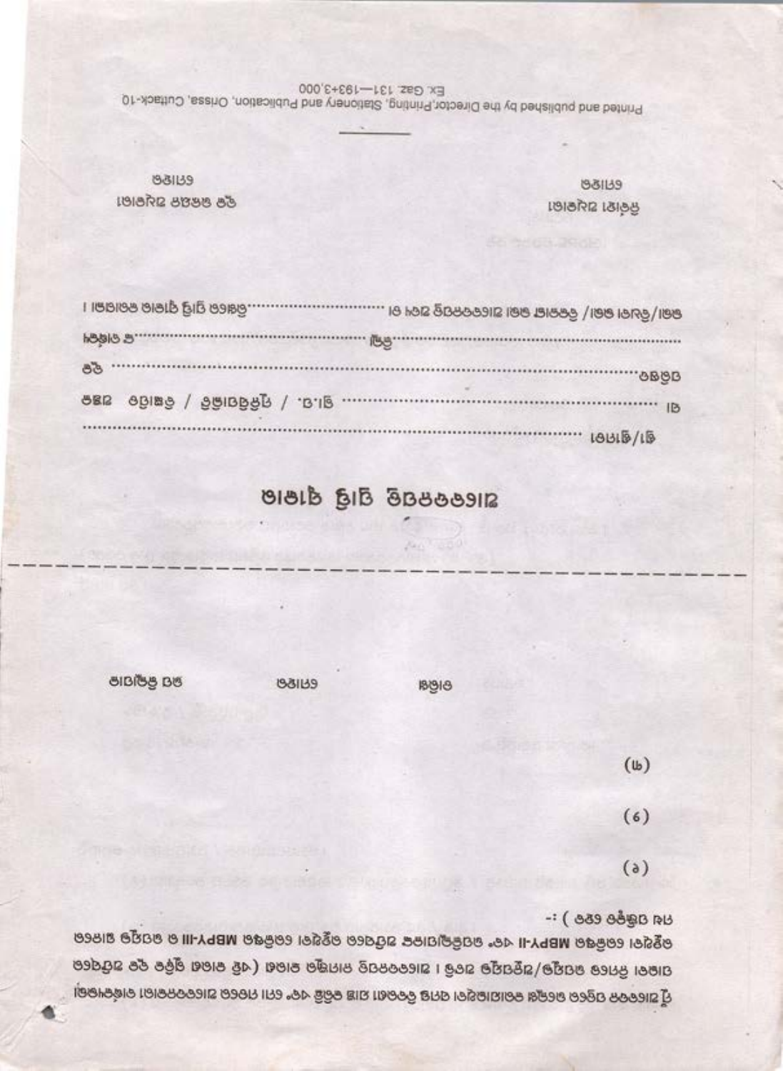ମୁଁ ଘୋଷଣା କରୁଅଛି ଯେ ଉପରୋକ୍ତ ସମସ୍ତ ତଥ୍ୟ ସତ୍ୟ ଅଟେ ... MBPY-II ୧୮. ... MBPY-III ...

(୧)

(୨)

(୩)

| ତାରିଖ | ଦସ୍ତଖତ | ମନ୍ତବ୍ୟ |
|---|---|---|
| | | |

---

ଗ୍ରାମ/ସାହି ..............................................................................................

ପୋ ........................................ ଗ୍ରା.ପ. / ମ୍ୟୁନିସିପାଲିଟି / ବିଜ୍ଞାପିତ ଅଞ୍ଚଳ

ବ୍ଲକ .................................................................................................. ଓ

ଜିଲ୍ଲା ............................................................................ ଓ ................

......................................................

ସ୍ୱାସ୍ଥ୍ୟ କର୍ମୀଙ୍କ ଦସ୍ତଖତ

ଏ.ଏନ.ଏମ.ଙ୍କ ଦସ୍ତଖତ

---

Printed and published by the Director, Printing, Stationery and Publication, Orissa, Cuttack-10

Ex. Gaz. 131—193+3,000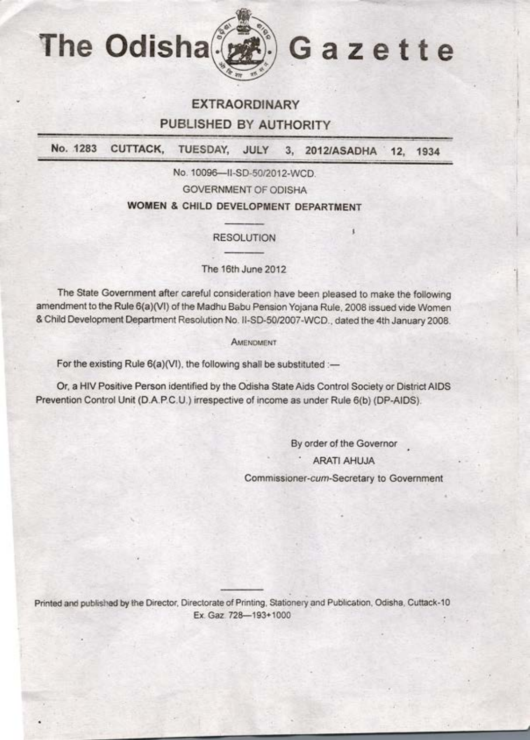# The Odisha Gazette

**EXTRAORDINARY**

**PUBLISHED BY AUTHORITY**

**No. 1283 CUTTACK, TUESDAY, JULY 3, 2012/ASADHA 12, 1934**

No. 10096—II-SD-50/2012-WCD.

GOVERNMENT OF ODISHA

**WOMEN & CHILD DEVELOPMENT DEPARTMENT**

RESOLUTION

The 16th June 2012

The State Government after careful consideration have been pleased to make the following amendment to the Rule 6(a)(VI) of the Madhu Babu Pension Yojana Rule, 2008 issued vide Women & Child Development Department Resolution No. II-SD-50/2007-WCD., dated the 4th January 2008.

AMENDMENT

For the existing Rule 6(a)(VI), the following shall be substituted :—

Or, a HIV Positive Person identified by the Odisha State Aids Control Society or District AIDS Prevention Control Unit (D.A.P.C.U.) irrespective of income as under Rule 6(b) (DP-AIDS).

By order of the Governor

ARATI AHUJA

Commissioner-*cum*-Secretary to Government

Printed and published by the Director, Directorate of Printing, Stationery and Publication, Odisha, Cuttack-10
Ex. Gaz. 728—193+1000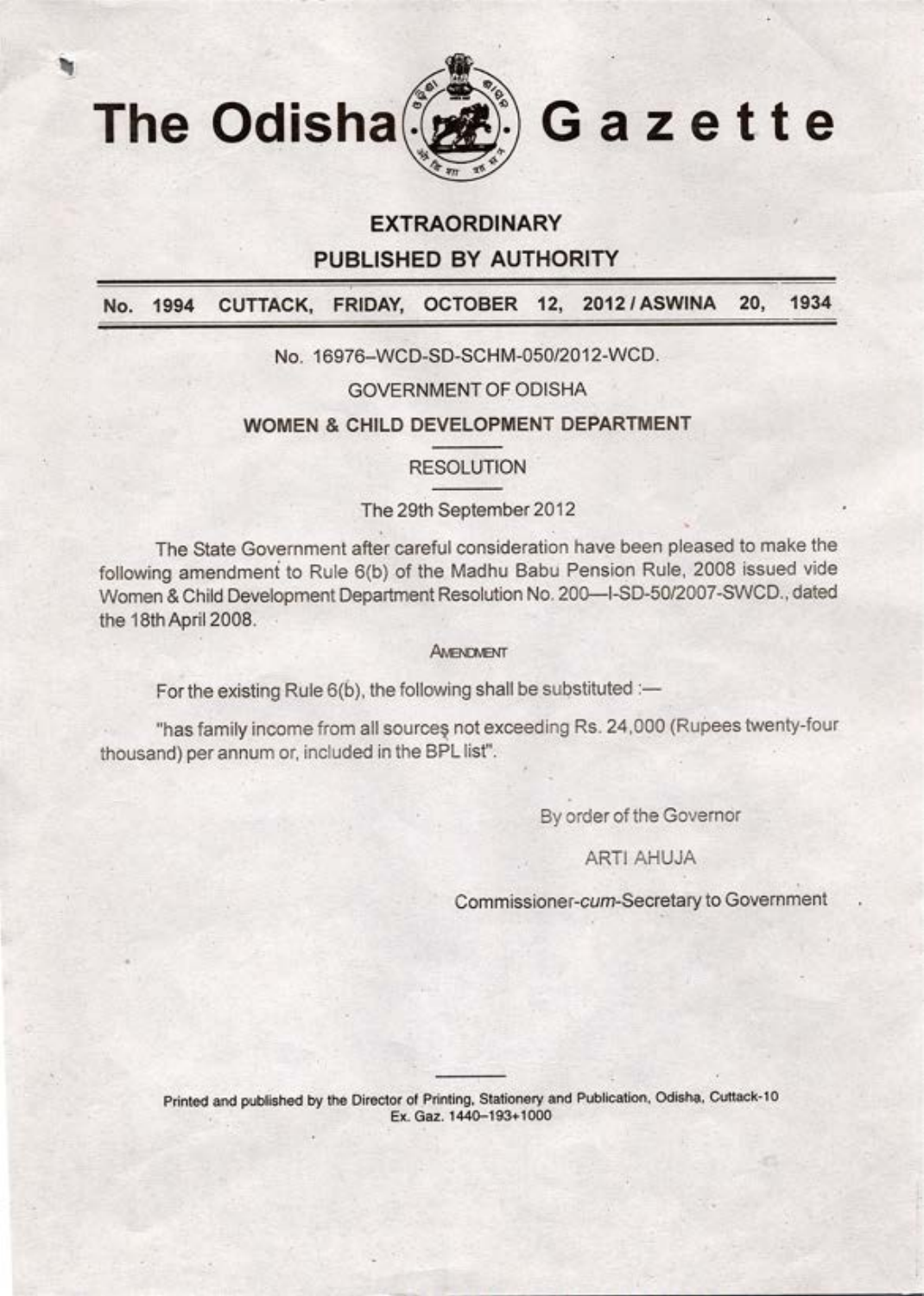# The Odisha Gazette

**EXTRAORDINARY**

**PUBLISHED BY AUTHORITY**

**No. 1994 CUTTACK, FRIDAY, OCTOBER 12, 2012 / ASWINA 20, 1934**

No. 16976–WCD-SD-SCHM-050/2012-WCD.

GOVERNMENT OF ODISHA

**WOMEN & CHILD DEVELOPMENT DEPARTMENT**

RESOLUTION

The 29th September 2012

The State Government after careful consideration have been pleased to make the following amendment to Rule 6(b) of the Madhu Babu Pension Rule, 2008 issued vide Women & Child Development Department Resolution No. 200—I-SD-50/2007-SWCD., dated the 18th April 2008.

AMENDMENT

For the existing Rule 6(b), the following shall be substituted :—

"has family income from all sources not exceeding Rs. 24,000 (Rupees twenty-four thousand) per annum or, included in the BPL list".

By order of the Governor

ARTI AHUJA

Commissioner-*cum*-Secretary to Government

Printed and published by the Director of Printing, Stationery and Publication, Odisha, Cuttack-10
Ex. Gaz. 1440–193+1000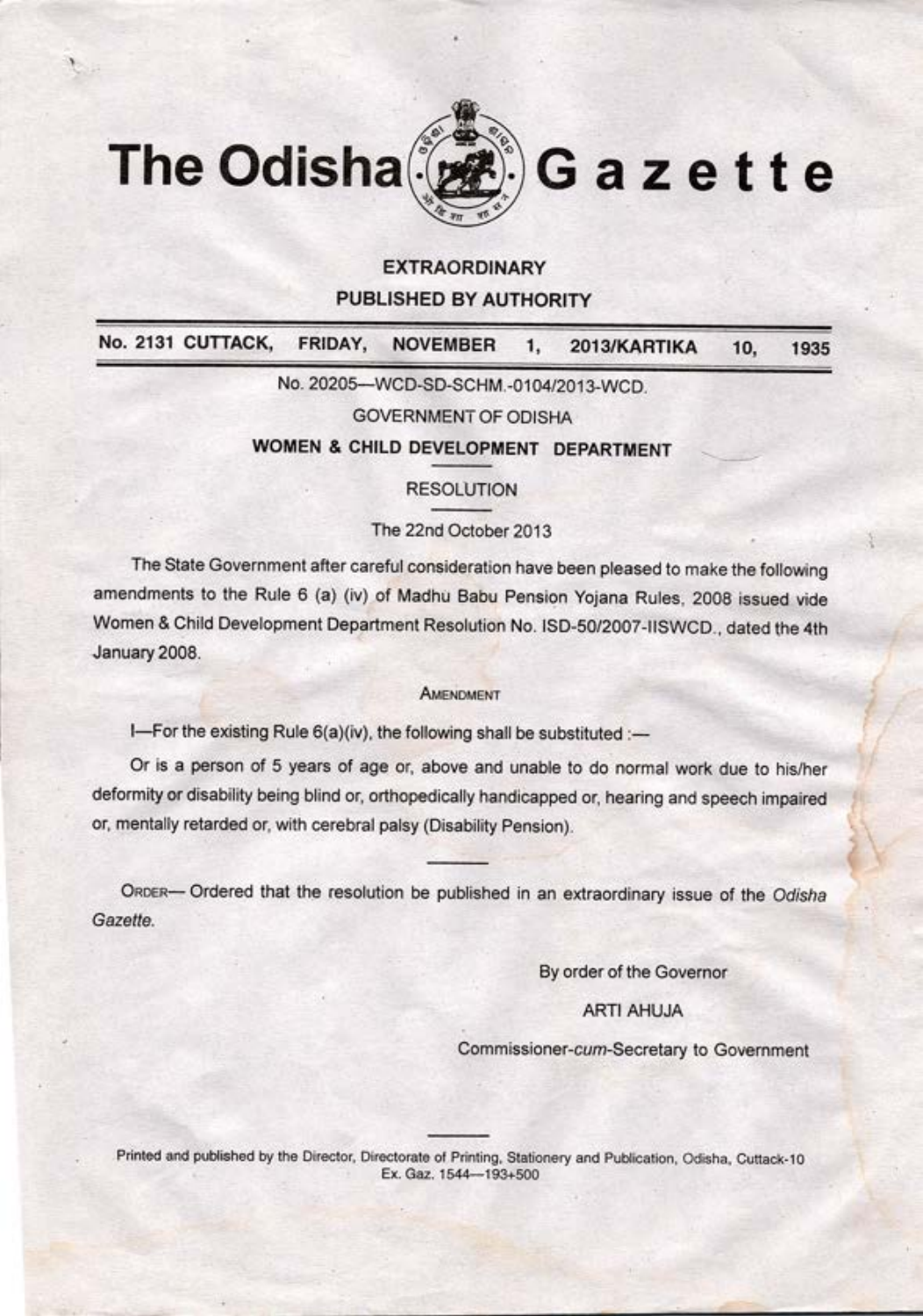# The Odisha Gazette

**EXTRAORDINARY**

**PUBLISHED BY AUTHORITY**

**No. 2131 CUTTACK, FRIDAY, NOVEMBER 1, 2013/KARTIKA 10, 1935**

No. 20205—WCD-SD-SCHM.-0104/2013-WCD.

GOVERNMENT OF ODISHA

**WOMEN & CHILD DEVELOPMENT DEPARTMENT**

RESOLUTION

The 22nd October 2013

The State Government after careful consideration have been pleased to make the following amendments to the Rule 6 (a) (iv) of Madhu Babu Pension Yojana Rules, 2008 issued vide Women & Child Development Department Resolution No. ISD-50/2007-IISWCD., dated the 4th January 2008.

AMENDMENT

I—For the existing Rule 6(a)(iv), the following shall be substituted :—

Or is a person of 5 years of age or, above and unable to do normal work due to his/her deformity or disability being blind or, orthopedically handicapped or, hearing and speech impaired or, mentally retarded or, with cerebral palsy (Disability Pension).

ORDER— Ordered that the resolution be published in an extraordinary issue of the *Odisha Gazette*.

By order of the Governor

ARTI AHUJA

Commissioner-*cum*-Secretary to Government

Printed and published by the Director, Directorate of Printing, Stationery and Publication, Odisha, Cuttack-10
Ex. Gaz. 1544—193+500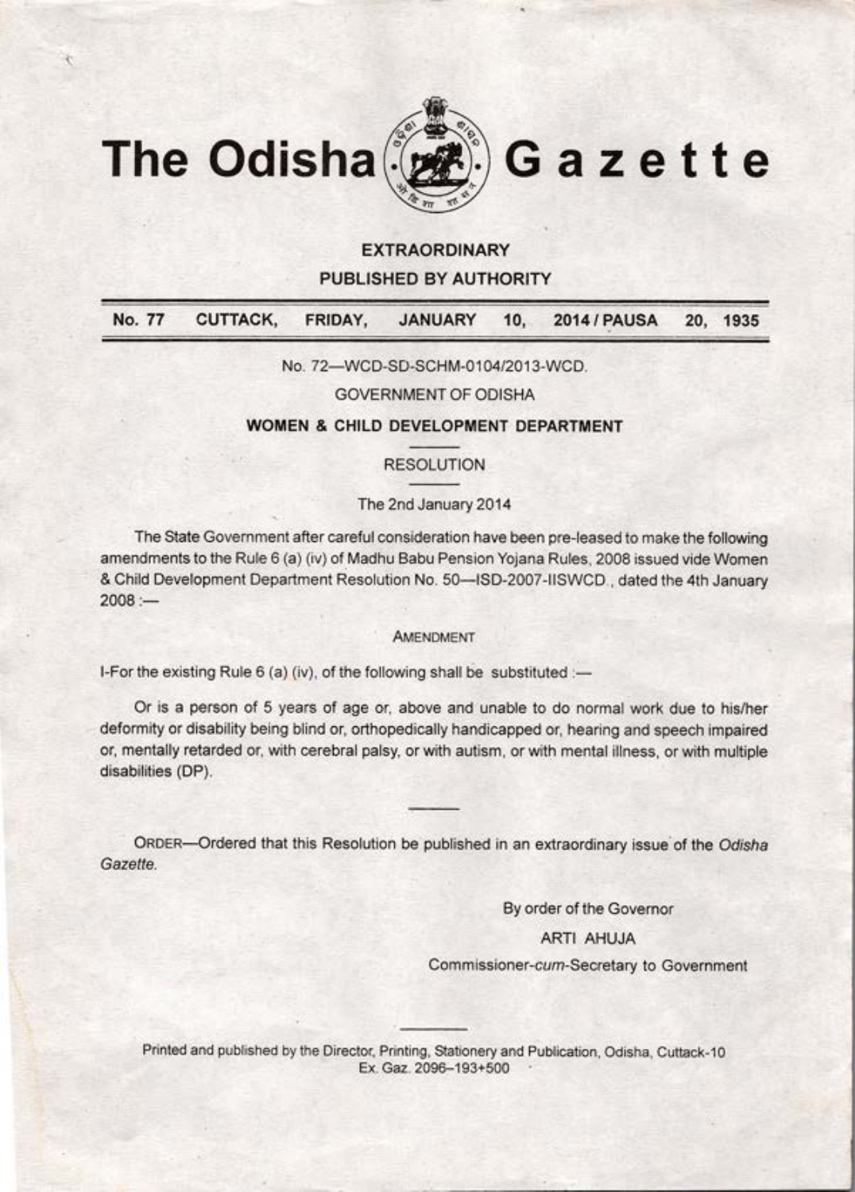# The Odisha Gazette

**EXTRAORDINARY**

**PUBLISHED BY AUTHORITY**

**No. 77 CUTTACK, FRIDAY, JANUARY 10, 2014 / PAUSA 20, 1935**

No. 72—WCD-SD-SCHM-0104/2013-WCD.

GOVERNMENT OF ODISHA

**WOMEN & CHILD DEVELOPMENT DEPARTMENT**

RESOLUTION

The 2nd January 2014

The State Government after careful consideration have been pre-leased to make the following amendments to the Rule 6 (a) (iv) of Madhu Babu Pension Yojana Rules, 2008 issued vide Women & Child Development Department Resolution No. 50—ISD-2007-IISWCD., dated the 4th January 2008 :—

AMENDMENT

I-For the existing Rule 6 (a) (iv), of the following shall be substituted :—

Or is a person of 5 years of age or, above and unable to do normal work due to his/her deformity or disability being blind or, orthopedically handicapped or, hearing and speech impaired or, mentally retarded or, with cerebral palsy, or with autism, or with mental illness, or with multiple disabilities (DP).

---

ORDER—Ordered that this Resolution be published in an extraordinary issue of the *Odisha Gazette.*

By order of the Governor

ARTI AHUJA

Commissioner-*cum*-Secretary to Government

---

Printed and published by the Director, Printing, Stationery and Publication, Odisha, Cuttack-10
Ex. Gaz. 2096–193+500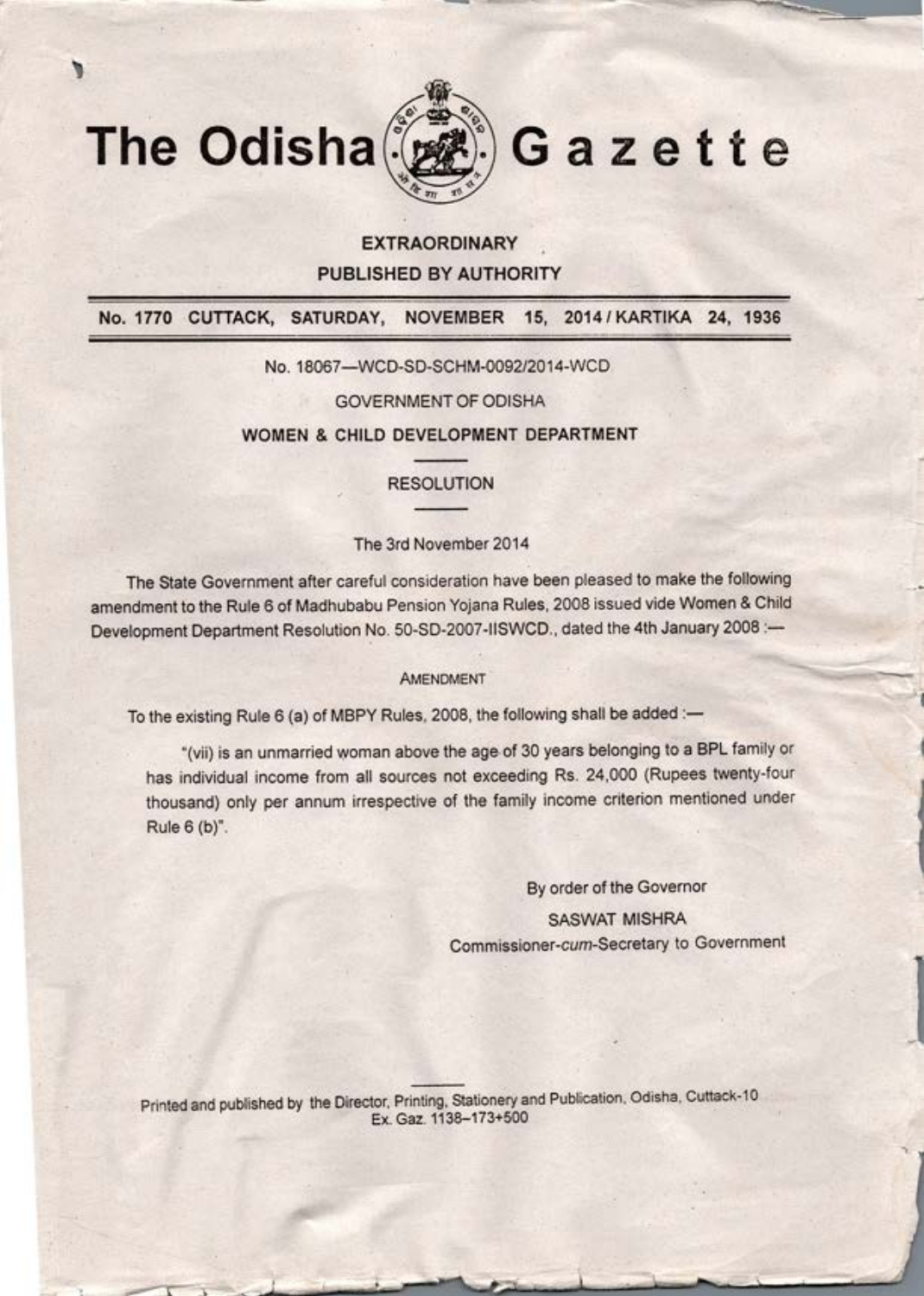# The Odisha Gazette

**EXTRAORDINARY**

**PUBLISHED BY AUTHORITY**

**No. 1770 CUTTACK, SATURDAY, NOVEMBER 15, 2014 / KARTIKA 24, 1936**

No. 18067—WCD-SD-SCHM-0092/2014-WCD

GOVERNMENT OF ODISHA

**WOMEN & CHILD DEVELOPMENT DEPARTMENT**

RESOLUTION

The 3rd November 2014

The State Government after careful consideration have been pleased to make the following amendment to the Rule 6 of Madhubabu Pension Yojana Rules, 2008 issued vide Women & Child Development Department Resolution No. 50-SD-2007-IISWCD., dated the 4th January 2008 :—

AMENDMENT

To the existing Rule 6 (a) of MBPY Rules, 2008, the following shall be added :—

"(vii) is an unmarried woman above the age of 30 years belonging to a BPL family or has individual income from all sources not exceeding Rs. 24,000 (Rupees twenty-four thousand) only per annum irrespective of the family income criterion mentioned under Rule 6 (b)".

By order of the Governor

SASWAT MISHRA

Commissioner-*cum*-Secretary to Government

Printed and published by the Director, Printing, Stationery and Publication, Odisha, Cuttack-10
Ex. Gaz. 1138–173+500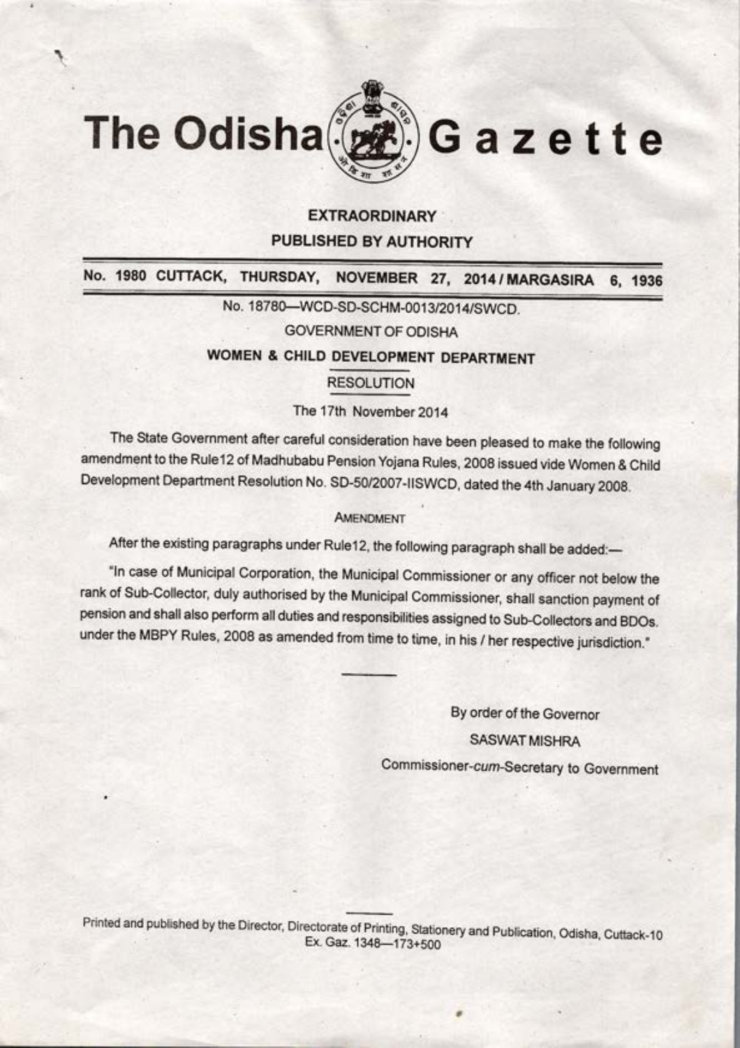# The Odisha Gazette

**EXTRAORDINARY**

**PUBLISHED BY AUTHORITY**

**No. 1980 CUTTACK, THURSDAY, NOVEMBER 27, 2014 / MARGASIRA 6, 1936**

No. 18780—WCD-SD-SCHM-0013/2014/SWCD.

GOVERNMENT OF ODISHA

**WOMEN & CHILD DEVELOPMENT DEPARTMENT**

RESOLUTION

The 17th November 2014

The State Government after careful consideration have been pleased to make the following amendment to the Rule12 of Madhubabu Pension Yojana Rules, 2008 issued vide Women & Child Development Department Resolution No. SD-50/2007-IISWCD, dated the 4th January 2008.

AMENDMENT

After the existing paragraphs under Rule12, the following paragraph shall be added:—

"In case of Municipal Corporation, the Municipal Commissioner or any officer not below the rank of Sub-Collector, duly authorised by the Municipal Commissioner, shall sanction payment of pension and shall also perform all duties and responsibilities assigned to Sub-Collectors and BDOs. under the MBPY Rules, 2008 as amended from time to time, in his / her respective jurisdiction."

By order of the Governor

SASWAT MISHRA

Commissioner-*cum*-Secretary to Government

Printed and published by the Director, Directorate of Printing, Stationery and Publication, Odisha, Cuttack-10
Ex. Gaz. 1348—173+500